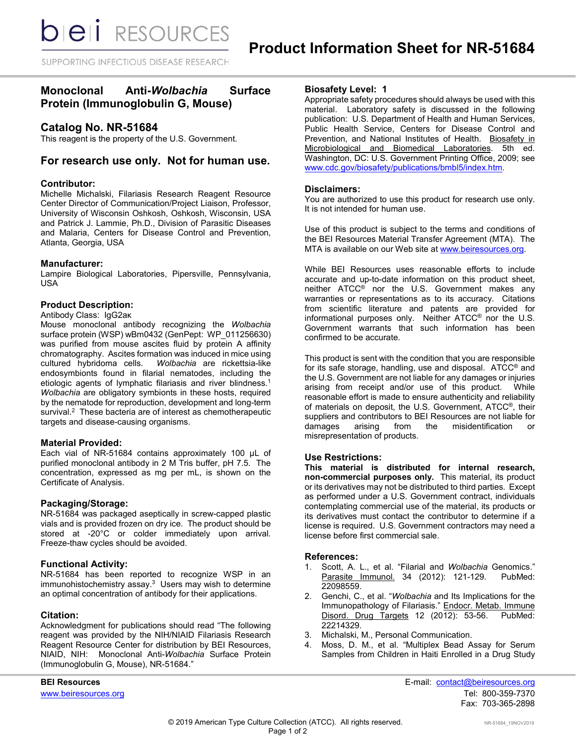# Product Information Sheet for NR-51684

## Monoclonal Anti-*Wolbachia* Surface Protein (Immunoglobulin G, Mouse)

## Catalog No. NR-51684

This reagent is the property of the U.S. Government.

## For research use only. Not for human use.

### Contributor:

Michelle Michalski, Filariasis Research Reagent Resource Center Director of Communication/Project Liaison, Professor, University of Wisconsin Oshkosh, Oshkosh, Wisconsin, USA and Patrick J. Lammie, Ph.D., Division of Parasitic Diseases and Malaria, Centers for Disease Control and Prevention, Atlanta, Georgia, USA

### Manufacturer:

Lampire Biological Laboratories, Pipersville, Pennsylvania, USA

### Product Description:

Antibody Class: IgG2aκ

Mouse monoclonal antibody recognizing the *Wolbachia* surface protein (WSP) wBm0432 (GenPept: WP_011256630) was purified from mouse ascites fluid by protein A affinity chromatography. Ascites formation was induced in mice using cultured hybridoma cells. *Wolbachia* are rickettsia-like endosymbionts found in filarial nematodes, including the etiologic agents of lymphatic filariasis and river blindness.[1] *Wolbachia* are obligatory symbionts in these hosts, required by the nematode for reproduction, development and long-term survival.[2] These bacteria are of interest as chemotherapeutic targets and disease-causing organisms.

### Material Provided:

Each vial of NR-51684 contains approximately 100 µL of purified monoclonal antibody in 2 M Tris buffer, pH 7.5. The concentration, expressed as mg per mL, is shown on the Certificate of Analysis.

### Packaging/Storage:

NR-51684 was packaged aseptically in screw-capped plastic vials and is provided frozen on dry ice. The product should be stored at -20°C or colder immediately upon arrival. Freeze-thaw cycles should be avoided.

### Functional Activity:

NR-51684 has been reported to recognize WSP in an immunohistochemistry assay.[3] Users may wish to determine an optimal concentration of antibody for their applications.

### Citation:

Acknowledgment for publications should read "The following reagent was provided by the NIH/NIAID Filariasis Research Reagent Resource Center for distribution by BEI Resources, NIAID, NIH: Monoclonal Anti-*Wolbachia* Surface Protein (Immunoglobulin G, Mouse), NR-51684."

### Biosafety Level: 1

Appropriate safety procedures should always be used with this material. Laboratory safety is discussed in the following publication: U.S. Department of Health and Human Services, Public Health Service, Centers for Disease Control and Prevention, and National Institutes of Health. Biosafety in Microbiological and Biomedical Laboratories. 5th ed. Washington, DC: U.S. Government Printing Office, 2009; see www.cdc.gov/biosafety/publications/bmbl5/index.htm.

### Disclaimers:

You are authorized to use this product for research use only. It is not intended for human use.

Use of this product is subject to the terms and conditions of the BEI Resources Material Transfer Agreement (MTA). The MTA is available on our Web site at www.beiresources.org.

While BEI Resources uses reasonable efforts to include accurate and up-to-date information on this product sheet, neither ATCC® nor the U.S. Government makes any warranties or representations as to its accuracy. Citations from scientific literature and patents are provided for informational purposes only. Neither ATCC® nor the U.S. Government warrants that such information has been confirmed to be accurate.

This product is sent with the condition that you are responsible for its safe storage, handling, use and disposal. ATCC® and the U.S. Government are not liable for any damages or injuries arising from receipt and/or use of this product. While reasonable effort is made to ensure authenticity and reliability of materials on deposit, the U.S. Government, ATCC®, their suppliers and contributors to BEI Resources are not liable for damages arising from the misidentification or misrepresentation of products.

### Use Restrictions:

**This material is distributed for internal research, non-commercial purposes only.** This material, its product or its derivatives may not be distributed to third parties. Except as performed under a U.S. Government contract, individuals contemplating commercial use of the material, its products or its derivatives must contact the contributor to determine if a license is required. U.S. Government contractors may need a license before first commercial sale.

### References:

1. Scott, A. L., et al. "Filarial and *Wolbachia* Genomics." Parasite Immunol. 34 (2012): 121-129. PubMed: 22098559.
2. Genchi, C., et al. "*Wolbachia* and Its Implications for the Immunopathology of Filariasis." Endocr. Metab. Immune Disord. Drug Targets 12 (2012): 53-56. PubMed: 22214329.
3. Michalski, M., Personal Communication.
4. Moss, D. M., et al. "Multiplex Bead Assay for Serum Samples from Children in Haiti Enrolled in a Drug Study

**BEI Resources**
www.beiresources.org

E-mail: contact@beiresources.org
Tel: 800-359-7370
Fax: 703-365-2898

© 2019 American Type Culture Collection (ATCC). All rights reserved.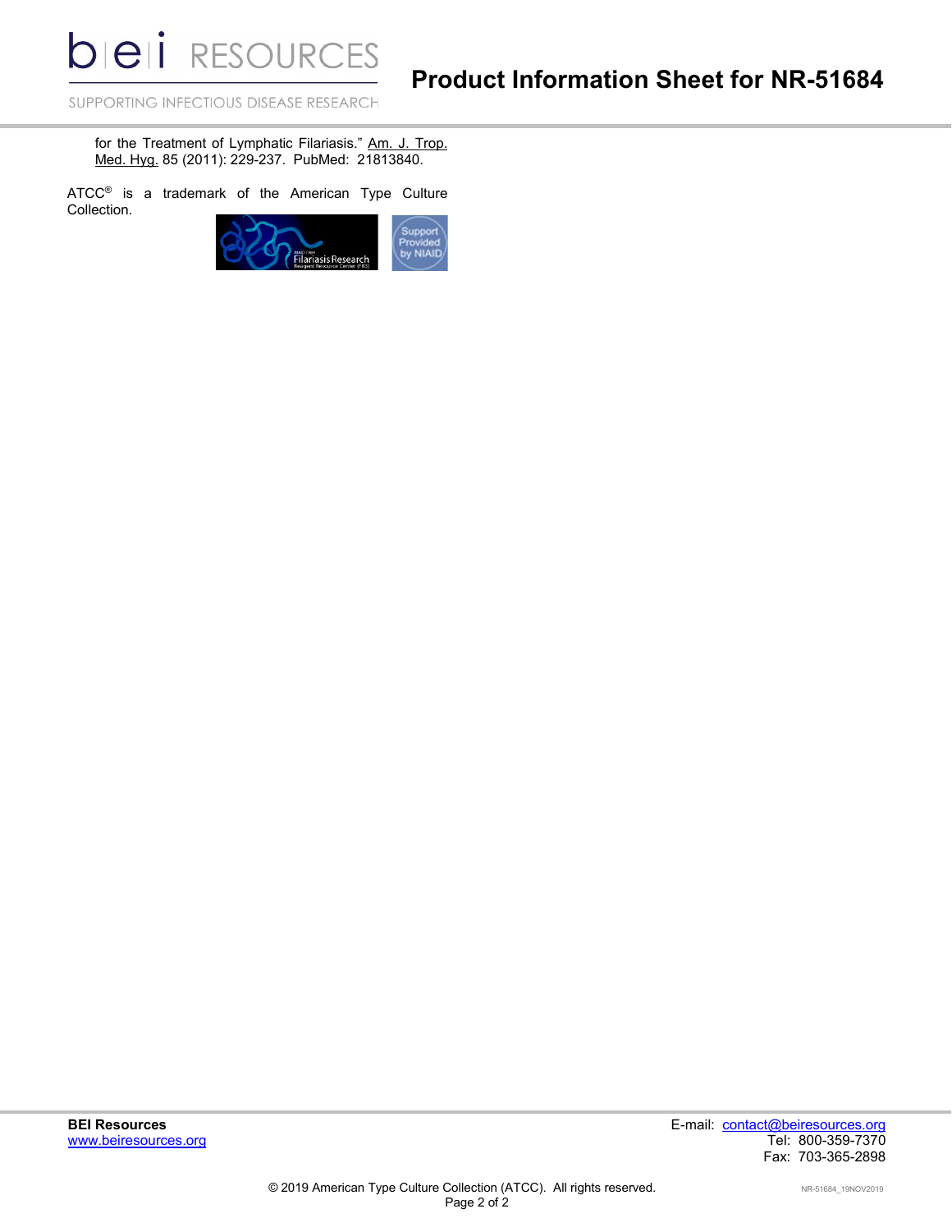for the Treatment of Lymphatic Filariasis." Am. J. Trop. Med. Hyg. 85 (2011): 229-237. PubMed: 21813840.

ATCC® is a trademark of the American Type Culture Collection.

**BEI Resources**
www.beiresources.org

E-mail: contact@beiresources.org
Tel: 800-359-7370
Fax: 703-365-2898

© 2019 American Type Culture Collection (ATCC). All rights reserved.

NR-51684_19NOV2019